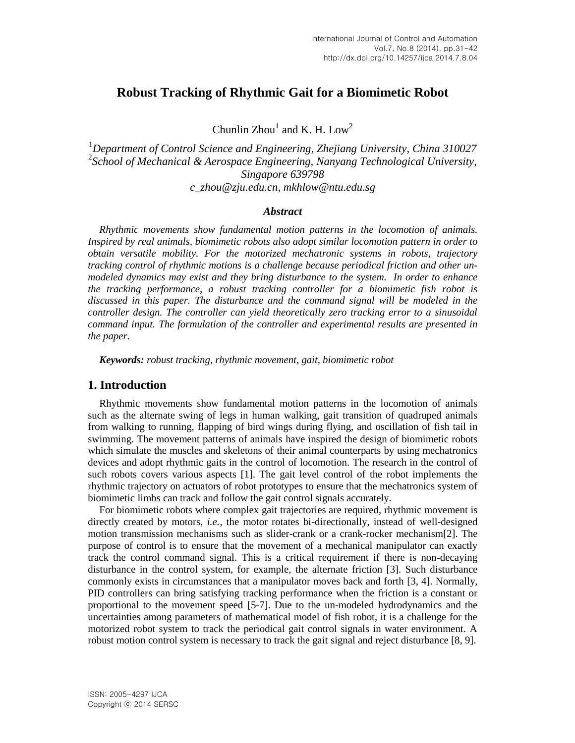# Robust Tracking of Rhythmic Gait for a Biomimetic Robot

Chunlin Zhou[1] and K. H. Low[2]

[1]*Department of Control Science and Engineering, Zhejiang University, China 310027*
[2]*School of Mechanical & Aerospace Engineering, Nanyang Technological University, Singapore 639798*
*c_zhou@zju.edu.cn, mkhlow@ntu.edu.sg*

### *Abstract*

*Rhythmic movements show fundamental motion patterns in the locomotion of animals. Inspired by real animals, biomimetic robots also adopt similar locomotion pattern in order to obtain versatile mobility. For the motorized mechatronic systems in robots, trajectory tracking control of rhythmic motions is a challenge because periodical friction and other un-modeled dynamics may exist and they bring disturbance to the system. In order to enhance the tracking performance, a robust tracking controller for a biomimetic fish robot is discussed in this paper. The disturbance and the command signal will be modeled in the controller design. The controller can yield theoretically zero tracking error to a sinusoidal command input. The formulation of the controller and experimental results are presented in the paper.*

***Keywords:*** *robust tracking, rhythmic movement, gait, biomimetic robot*

## 1. Introduction

Rhythmic movements show fundamental motion patterns in the locomotion of animals such as the alternate swing of legs in human walking, gait transition of quadruped animals from walking to running, flapping of bird wings during flying, and oscillation of fish tail in swimming. The movement patterns of animals have inspired the design of biomimetic robots which simulate the muscles and skeletons of their animal counterparts by using mechatronics devices and adopt rhythmic gaits in the control of locomotion. The research in the control of such robots covers various aspects [1]. The gait level control of the robot implements the rhythmic trajectory on actuators of robot prototypes to ensure that the mechatronics system of biomimetic limbs can track and follow the gait control signals accurately.

For biomimetic robots where complex gait trajectories are required, rhythmic movement is directly created by motors, *i.e.*, the motor rotates bi-directionally, instead of well-designed motion transmission mechanisms such as slider-crank or a crank-rocker mechanism[2]. The purpose of control is to ensure that the movement of a mechanical manipulator can exactly track the control command signal. This is a critical requirement if there is non-decaying disturbance in the control system, for example, the alternate friction [3]. Such disturbance commonly exists in circumstances that a manipulator moves back and forth [3, 4]. Normally, PID controllers can bring satisfying tracking performance when the friction is a constant or proportional to the movement speed [5-7]. Due to the un-modeled hydrodynamics and the uncertainties among parameters of mathematical model of fish robot, it is a challenge for the motorized robot system to track the periodical gait control signals in water environment. A robust motion control system is necessary to track the gait signal and reject disturbance [8, 9].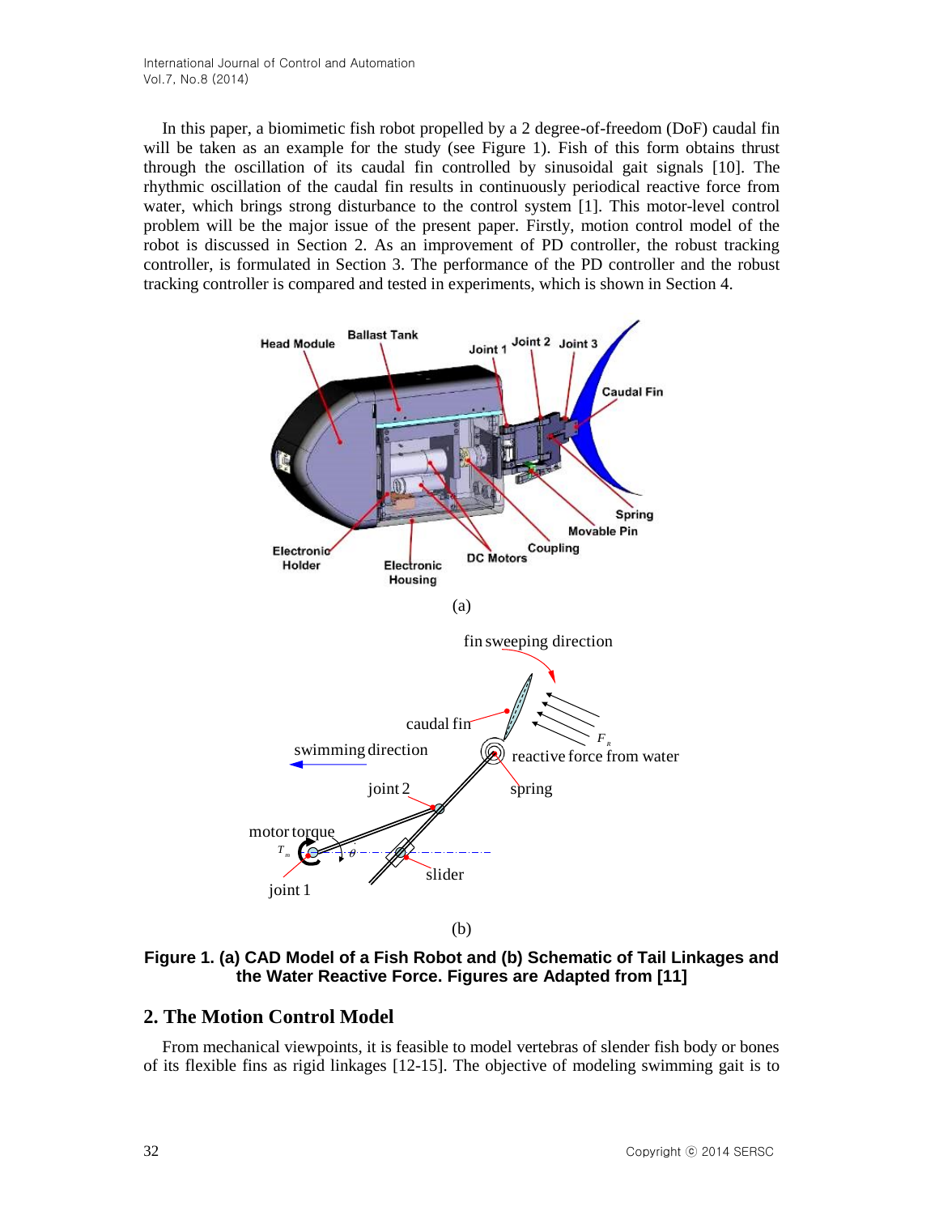In this paper, a biomimetic fish robot propelled by a 2 degree-of-freedom (DoF) caudal fin will be taken as an example for the study (see Figure 1). Fish of this form obtains thrust through the oscillation of its caudal fin controlled by sinusoidal gait signals [10]. The rhythmic oscillation of the caudal fin results in continuously periodical reactive force from water, which brings strong disturbance to the control system [1]. This motor-level control problem will be the major issue of the present paper. Firstly, motion control model of the robot is discussed in Section 2. As an improvement of PD controller, the robust tracking controller, is formulated in Section 3. The performance of the PD controller and the robust tracking controller is compared and tested in experiments, which is shown in Section 4.

**Figure 1. (a) CAD Model of a Fish Robot and (b) Schematic of Tail Linkages and the Water Reactive Force. Figures are Adapted from [11]**

## 2. The Motion Control Model

From mechanical viewpoints, it is feasible to model vertebras of slender fish body or bones of its flexible fins as rigid linkages [12-15]. The objective of modeling swimming gait is to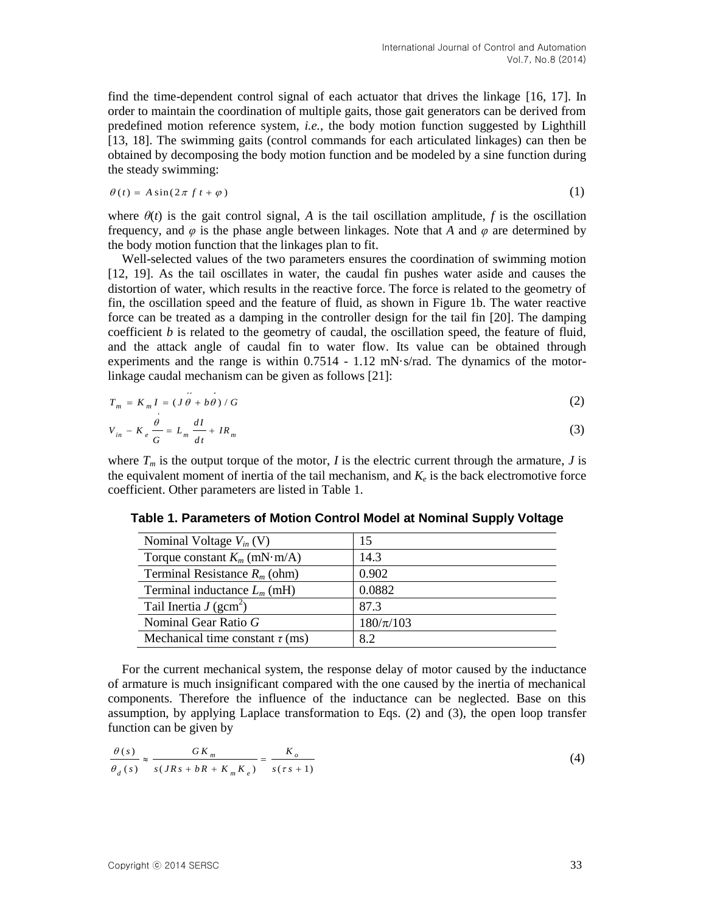find the time-dependent control signal of each actuator that drives the linkage [16, 17]. In order to maintain the coordination of multiple gaits, those gait generators can be derived from predefined motion reference system, *i.e.*, the body motion function suggested by Lighthill [13, 18]. The swimming gaits (control commands for each articulated linkages) can then be obtained by decomposing the body motion function and be modeled by a sine function during the steady swimming:

$$\theta(t) = A\sin(2\pi f t + \varphi) \tag{1}$$

where $\theta(t)$ is the gait control signal, $A$ is the tail oscillation amplitude, $f$ is the oscillation frequency, and $\varphi$ is the phase angle between linkages. Note that $A$ and $\varphi$ are determined by the body motion function that the linkages plan to fit.

Well-selected values of the two parameters ensures the coordination of swimming motion [12, 19]. As the tail oscillates in water, the caudal fin pushes water aside and causes the distortion of water, which results in the reactive force. The force is related to the geometry of fin, the oscillation speed and the feature of fluid, as shown in Figure 1b. The water reactive force can be treated as a damping in the controller design for the tail fin [20]. The damping coefficient $b$ is related to the geometry of caudal, the oscillation speed, the feature of fluid, and the attack angle of caudal fin to water flow. Its value can be obtained through experiments and the range is within 0.7514 - 1.12 mN·s/rad. The dynamics of the motor-linkage caudal mechanism can be given as follows [21]:

$$T_m = K_m I = (J\ddot{\theta} + b\dot{\theta})/G \tag{2}$$

$$V_{in} - K_e\frac{\dot{\theta}}{G} = L_m\frac{dI}{dt} + IR_m \tag{3}$$

where $T_m$ is the output torque of the motor, $I$ is the electric current through the armature, $J$ is the equivalent moment of inertia of the tail mechanism, and $K_e$ is the back electromotive force coefficient. Other parameters are listed in Table 1.

**Table 1. Parameters of Motion Control Model at Nominal Supply Voltage**

| Parameter | Value |
|---|---|
| Nominal Voltage $V_{in}$ (V) | 15 |
| Torque constant $K_m$ (mN·m/A) | 14.3 |
| Terminal Resistance $R_m$ (ohm) | 0.902 |
| Terminal inductance $L_m$ (mH) | 0.0882 |
| Tail Inertia $J$ (gcm$^2$) | 87.3 |
| Nominal Gear Ratio $G$ | 180/π/103 |
| Mechanical time constant $\tau$ (ms) | 8.2 |

For the current mechanical system, the response delay of motor caused by the inductance of armature is much insignificant compared with the one caused by the inertia of mechanical components. Therefore the influence of the inductance can be neglected. Base on this assumption, by applying Laplace transformation to Eqs. (2) and (3), the open loop transfer function can be given by

$$\frac{\theta(s)}{\theta_d(s)} \approx \frac{GK_m}{s(JRs + bR + K_m K_e)} = \frac{K_o}{s(\tau s + 1)} \tag{4}$$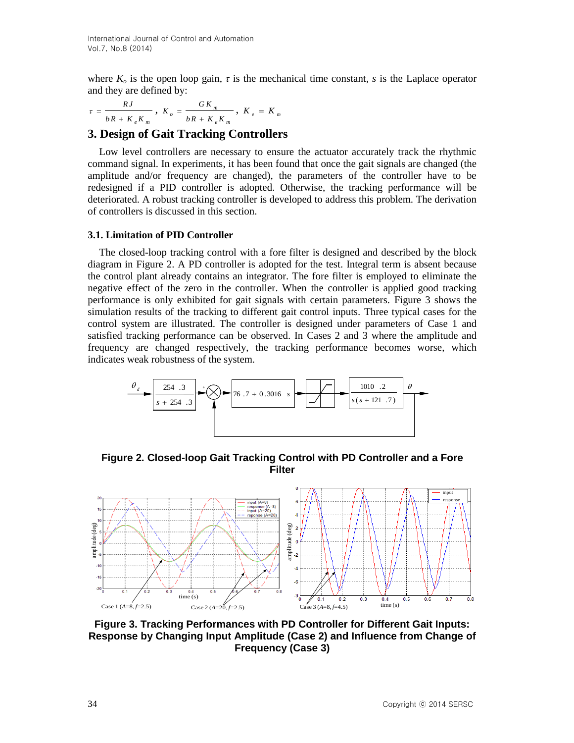where $K_o$ is the open loop gain, $\tau$ is the mechanical time constant, $s$ is the Laplace operator and they are defined by:

$$\tau = \frac{RJ}{bR + K_e K_m}, \quad K_o = \frac{GK_m}{bR + K_e K_m}, \quad K_e = K_m$$

## 3. Design of Gait Tracking Controllers

Low level controllers are necessary to ensure the actuator accurately track the rhythmic command signal. In experiments, it has been found that once the gait signals are changed (the amplitude and/or frequency are changed), the parameters of the controller have to be redesigned if a PID controller is adopted. Otherwise, the tracking performance will be deteriorated. A robust tracking controller is developed to address this problem. The derivation of controllers is discussed in this section.

### 3.1. Limitation of PID Controller

The closed-loop tracking control with a fore filter is designed and described by the block diagram in Figure 2. A PD controller is adopted for the test. Integral term is absent because the control plant already contains an integrator. The fore filter is employed to eliminate the negative effect of the zero in the controller. When the controller is applied good tracking performance is only exhibited for gait signals with certain parameters. Figure 3 shows the simulation results of the tracking to different gait control inputs. Three typical cases for the control system are illustrated. The controller is designed under parameters of Case 1 and satisfied tracking performance can be observed. In Cases 2 and 3 where the amplitude and frequency are changed respectively, the tracking performance becomes worse, which indicates weak robustness of the system.

**Figure 2. Closed-loop Gait Tracking Control with PD Controller and a Fore Filter**

**Figure 3. Tracking Performances with PD Controller for Different Gait Inputs: Response by Changing Input Amplitude (Case 2) and Influence from Change of Frequency (Case 3)**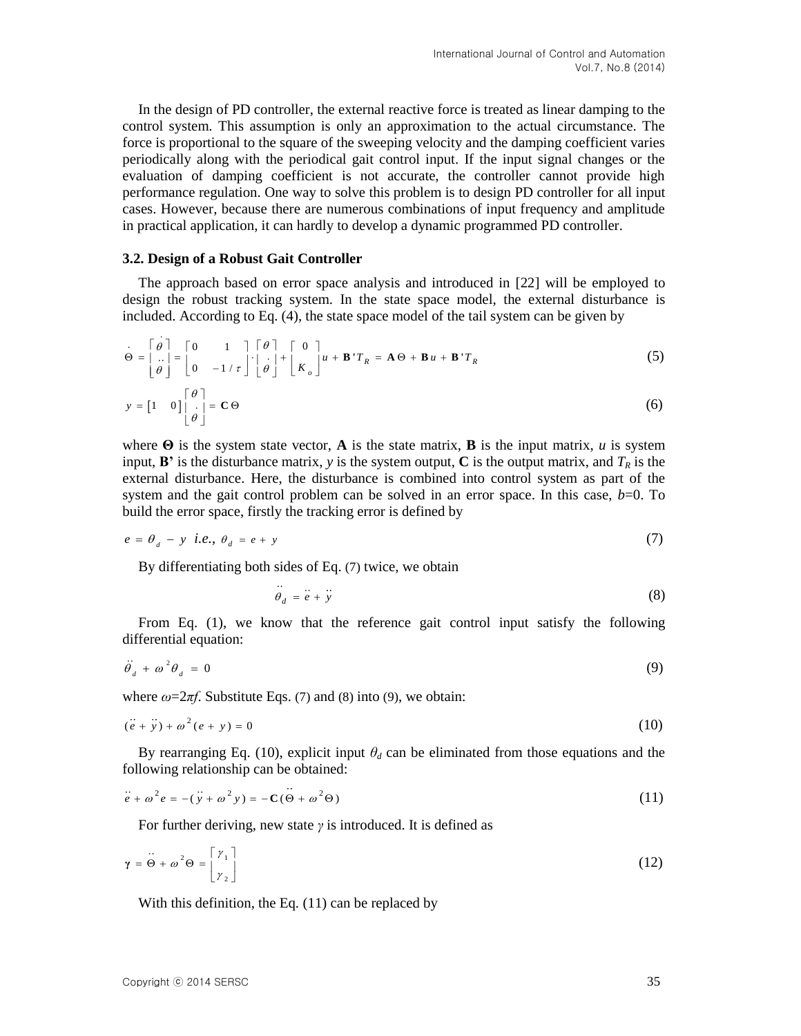In the design of PD controller, the external reactive force is treated as linear damping to the control system. This assumption is only an approximation to the actual circumstance. The force is proportional to the square of the sweeping velocity and the damping coefficient varies periodically along with the periodical gait control input. If the input signal changes or the evaluation of damping coefficient is not accurate, the controller cannot provide high performance regulation. One way to solve this problem is to design PD controller for all input cases. However, because there are numerous combinations of input frequency and amplitude in practical application, it can hardly to develop a dynamic programmed PD controller.

### 3.2. Design of a Robust Gait Controller

The approach based on error space analysis and introduced in [22] will be employed to design the robust tracking system. In the state space model, the external disturbance is included. According to Eq. (4), the state space model of the tail system can be given by

$$\dot{\Theta} = \begin{bmatrix} \dot{\theta} \\ \ddot{\theta} \end{bmatrix} = \begin{bmatrix} 0 & 1 \\ 0 & -1/\tau \end{bmatrix} \cdot \begin{bmatrix} \theta \\ \dot{\theta} \end{bmatrix} + \begin{bmatrix} 0 \\ K_o \end{bmatrix} u + \mathbf{B}' T_R = \mathbf{A}\Theta + \mathbf{B}u + \mathbf{B}' T_R \tag{5}$$

$$y = \begin{bmatrix} 1 & 0 \end{bmatrix} \begin{bmatrix} \theta \\ \dot{\theta} \end{bmatrix} = \mathbf{C}\Theta \tag{6}$$

where **Θ** is the system state vector, **A** is the state matrix, **B** is the input matrix, $u$ is system input, **B'** is the disturbance matrix, $y$ is the system output, **C** is the output matrix, and $T_R$ is the external disturbance. Here, the disturbance is combined into control system as part of the system and the gait control problem can be solved in an error space. In this case, $b$=0. To build the error space, firstly the tracking error is defined by

$$e = \theta_d - y \;\; i.e., \; \theta_d = e + y \tag{7}$$

By differentiating both sides of Eq. (7) twice, we obtain

$$\ddot{\theta}_d = \ddot{e} + \ddot{y} \tag{8}$$

From Eq. (1), we know that the reference gait control input satisfy the following differential equation:

$$\ddot{\theta}_d + \omega^2 \theta_d = 0 \tag{9}$$

where $\omega=2\pi f$. Substitute Eqs. (7) and (8) into (9), we obtain:

$$(\ddot{e} + \ddot{y}) + \omega^2 (e + y) = 0 \tag{10}$$

By rearranging Eq. (10), explicit input $\theta_d$ can be eliminated from those equations and the following relationship can be obtained:

$$\ddot{e} + \omega^2 e = -(\ddot{y} + \omega^2 y) = -\mathbf{C}(\ddot{\Theta} + \omega^2 \Theta) \tag{11}$$

For further deriving, new state $\gamma$ is introduced. It is defined as

$$\boldsymbol{\gamma} = \ddot{\Theta} + \omega^2 \Theta = \begin{bmatrix} \gamma_1 \\ \gamma_2 \end{bmatrix} \tag{12}$$

With this definition, the Eq. (11) can be replaced by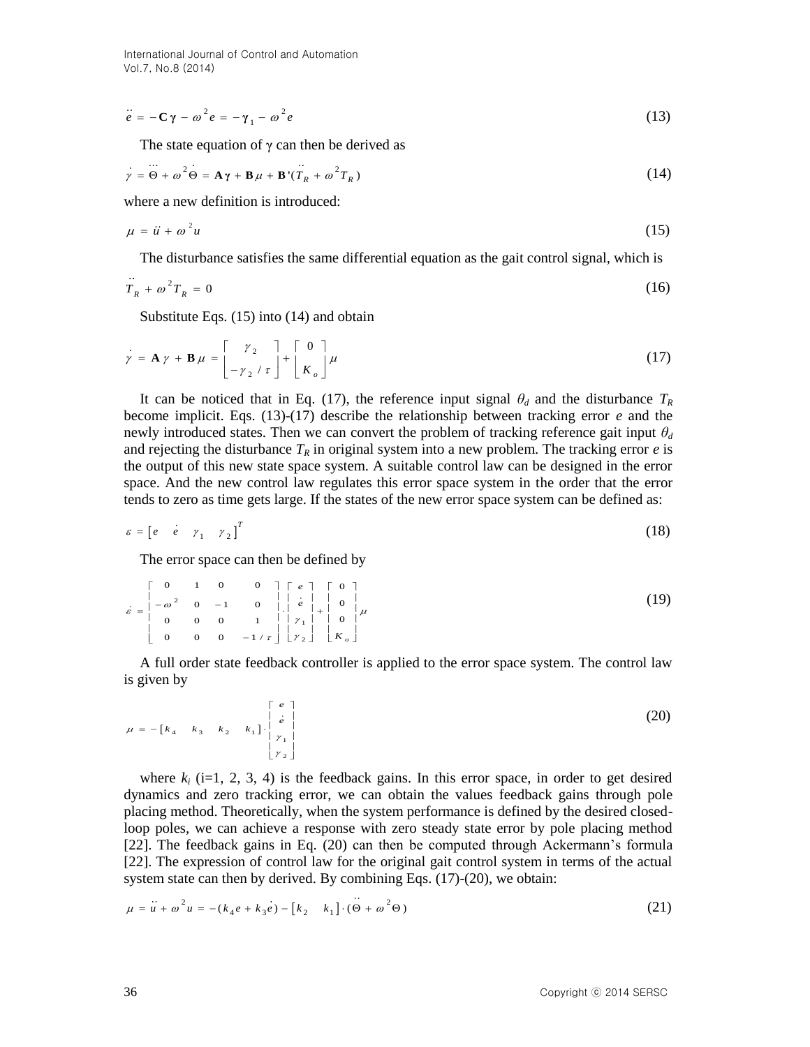$$\ddot{e} = -\mathbf{C}\boldsymbol{\gamma} - \omega^2 e = -\boldsymbol{\gamma}_1 - \omega^2 e \tag{13}$$

The state equation of γ can then be derived as

$$\dot{\gamma} = \dddot{\Theta} + \omega^2 \dot{\Theta} = \mathbf{A}\boldsymbol{\gamma} + \mathbf{B}\mu + \mathbf{B}'(\ddot{T}_R + \omega^2 T_R) \tag{14}$$

where a new definition is introduced:

$$\mu = \ddot{u} + \omega^2 u \tag{15}$$

The disturbance satisfies the same differential equation as the gait control signal, which is

$$\ddot{T}_R + \omega^2 T_R = 0 \tag{16}$$

Substitute Eqs. (15) into (14) and obtain

$$\dot{\gamma} = \mathbf{A}\gamma + \mathbf{B}\mu = \begin{bmatrix} \gamma_2 \\ -\gamma_2/\tau \end{bmatrix} + \begin{bmatrix} 0 \\ K_o \end{bmatrix}\mu \tag{17}$$

It can be noticed that in Eq. (17), the reference input signal $\theta_d$ and the disturbance $T_R$ become implicit. Eqs. (13)-(17) describe the relationship between tracking error $e$ and the newly introduced states. Then we can convert the problem of tracking reference gait input $\theta_d$ and rejecting the disturbance $T_R$ in original system into a new problem. The tracking error $e$ is the output of this new state space system. A suitable control law can be designed in the error space. And the new control law regulates this error space system in the order that the error tends to zero as time gets large. If the states of the new error space system can be defined as:

$$\varepsilon = [e \quad \dot{e} \quad \gamma_1 \quad \gamma_2]^T \tag{18}$$

The error space can then be defined by

$$\dot{\varepsilon} = \begin{bmatrix} 0 & 1 & 0 & 0 \\ -\omega^2 & 0 & -1 & 0 \\ 0 & 0 & 0 & 1 \\ 0 & 0 & 0 & -1/\tau \end{bmatrix} \cdot \begin{bmatrix} e \\ \dot{e} \\ \gamma_1 \\ \gamma_2 \end{bmatrix} + \begin{bmatrix} 0 \\ 0 \\ 0 \\ K_o \end{bmatrix}\mu \tag{19}$$

A full order state feedback controller is applied to the error space system. The control law is given by

$$\mu = -[k_4 \quad k_3 \quad k_2 \quad k_1] \cdot \begin{bmatrix} e \\ \dot{e} \\ \gamma_1 \\ \gamma_2 \end{bmatrix} \tag{20}$$

where $k_i$ (i=1, 2, 3, 4) is the feedback gains. In this error space, in order to get desired dynamics and zero tracking error, we can obtain the values feedback gains through pole placing method. Theoretically, when the system performance is defined by the desired closed-loop poles, we can achieve a response with zero steady state error by pole placing method [22]. The feedback gains in Eq. (20) can then be computed through Ackermann's formula [22]. The expression of control law for the original gait control system in terms of the actual system state can then by derived. By combining Eqs. (17)-(20), we obtain:

$$\mu = \ddot{u} + \omega^2 u = -(k_4 e + k_3 \dot{e}) - [k_2 \quad k_1] \cdot (\ddot{\Theta} + \omega^2 \Theta) \tag{21}$$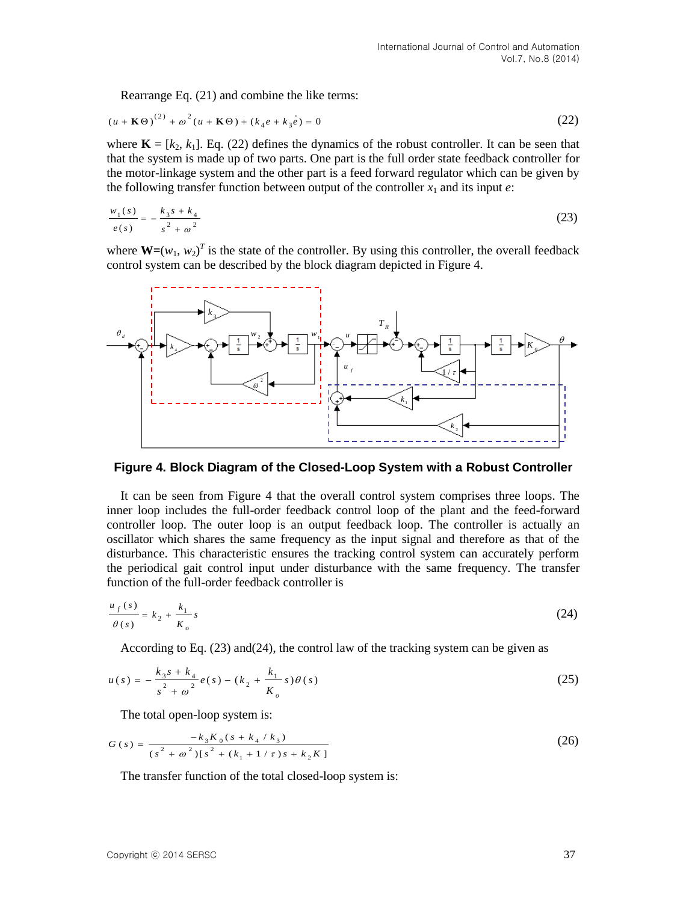Rearrange Eq. (21) and combine the like terms:

$$(u + \mathbf{K}\Theta)^{(2)} + \omega^2 (u + \mathbf{K}\Theta) + (k_4 e + k_3 \dot{e}) = 0 \tag{22}$$

where $\mathbf{K} = [k_2, k_1]$. Eq. (22) defines the dynamics of the robust controller. It can be seen that that the system is made up of two parts. One part is the full order state feedback controller for the motor-linkage system and the other part is a feed forward regulator which can be given by the following transfer function between output of the controller $x_1$ and its input $e$:

$$\frac{w_1(s)}{e(s)} = -\frac{k_3 s + k_4}{s^2 + \omega^2} \tag{23}$$

where $\mathbf{W}=(w_1, w_2)^T$ is the state of the controller. By using this controller, the overall feedback control system can be described by the block diagram depicted in Figure 4.

**Figure 4. Block Diagram of the Closed-Loop System with a Robust Controller**

It can be seen from Figure 4 that the overall control system comprises three loops. The inner loop includes the full-order feedback control loop of the plant and the feed-forward controller loop. The outer loop is an output feedback loop. The controller is actually an oscillator which shares the same frequency as the input signal and therefore as that of the disturbance. This characteristic ensures the tracking control system can accurately perform the periodical gait control input under disturbance with the same frequency. The transfer function of the full-order feedback controller is

$$\frac{u_f(s)}{\theta(s)} = k_2 + \frac{k_1}{K_o} s \tag{24}$$

According to Eq. (23) and(24), the control law of the tracking system can be given as

$$u(s) = -\frac{k_3 s + k_4}{s^2 + \omega^2} e(s) - (k_2 + \frac{k_1}{K_o} s)\theta(s) \tag{25}$$

The total open-loop system is:

$$G(s) = \frac{-k_3 K_0 (s + k_4 / k_3)}{(s^2 + \omega^2)[s^2 + (k_1 + 1/\tau)s + k_2 K]} \tag{26}$$

The transfer function of the total closed-loop system is: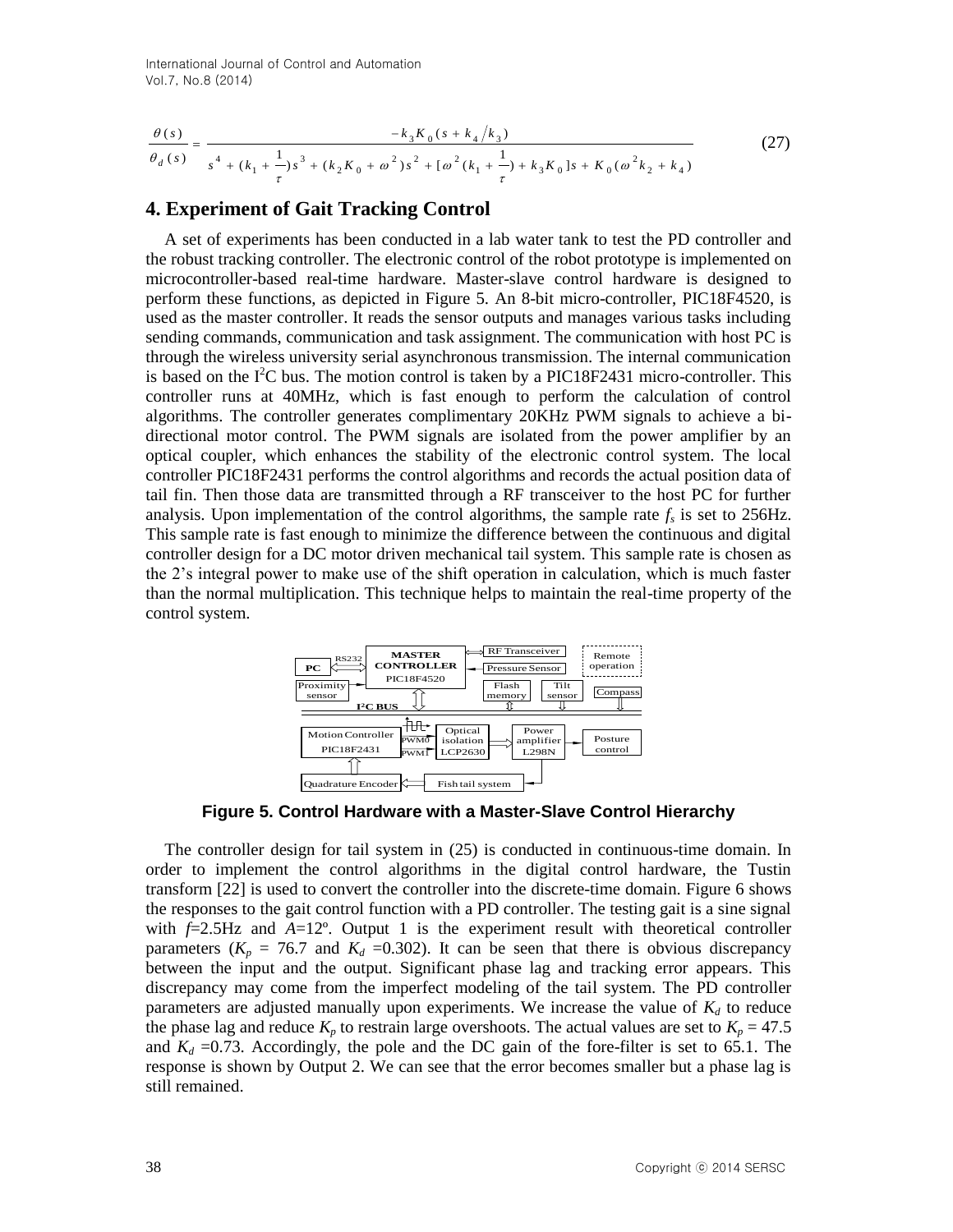$$\frac{\theta(s)}{\theta_d(s)} = \frac{-k_3 K_0 (s + k_4/k_3)}{s^4 + (k_1 + \frac{1}{\tau})s^3 + (k_2 K_0 + \omega^2)s^2 + [\omega^2(k_1 + \frac{1}{\tau}) + k_3 K_0]s + K_0(\omega^2 k_2 + k_4)} \tag{27}$$

## 4. Experiment of Gait Tracking Control

A set of experiments has been conducted in a lab water tank to test the PD controller and the robust tracking controller. The electronic control of the robot prototype is implemented on microcontroller-based real-time hardware. Master-slave control hardware is designed to perform these functions, as depicted in Figure 5. An 8-bit micro-controller, PIC18F4520, is used as the master controller. It reads the sensor outputs and manages various tasks including sending commands, communication and task assignment. The communication with host PC is through the wireless university serial asynchronous transmission. The internal communication is based on the $I^2C$ bus. The motion control is taken by a PIC18F2431 micro-controller. This controller runs at 40MHz, which is fast enough to perform the calculation of control algorithms. The controller generates complimentary 20KHz PWM signals to achieve a bi-directional motor control. The PWM signals are isolated from the power amplifier by an optical coupler, which enhances the stability of the electronic control system. The local controller PIC18F2431 performs the control algorithms and records the actual position data of tail fin. Then those data are transmitted through a RF transceiver to the host PC for further analysis. Upon implementation of the control algorithms, the sample rate $f_s$ is set to 256Hz. This sample rate is fast enough to minimize the difference between the continuous and digital controller design for a DC motor driven mechanical tail system. This sample rate is chosen as the 2's integral power to make use of the shift operation in calculation, which is much faster than the normal multiplication. This technique helps to maintain the real-time property of the control system.

**Figure 5. Control Hardware with a Master-Slave Control Hierarchy**

The controller design for tail system in (25) is conducted in continuous-time domain. In order to implement the control algorithms in the digital control hardware, the Tustin transform [22] is used to convert the controller into the discrete-time domain. Figure 6 shows the responses to the gait control function with a PD controller. The testing gait is a sine signal with $f$=2.5Hz and $A$=12º. Output 1 is the experiment result with theoretical controller parameters ($K_p$ = 76.7 and $K_d$ =0.302). It can be seen that there is obvious discrepancy between the input and the output. Significant phase lag and tracking error appears. This discrepancy may come from the imperfect modeling of the tail system. The PD controller parameters are adjusted manually upon experiments. We increase the value of $K_d$ to reduce the phase lag and reduce $K_p$ to restrain large overshoots. The actual values are set to $K_p$ = 47.5 and $K_d$ =0.73. Accordingly, the pole and the DC gain of the fore-filter is set to 65.1. The response is shown by Output 2. We can see that the error becomes smaller but a phase lag is still remained.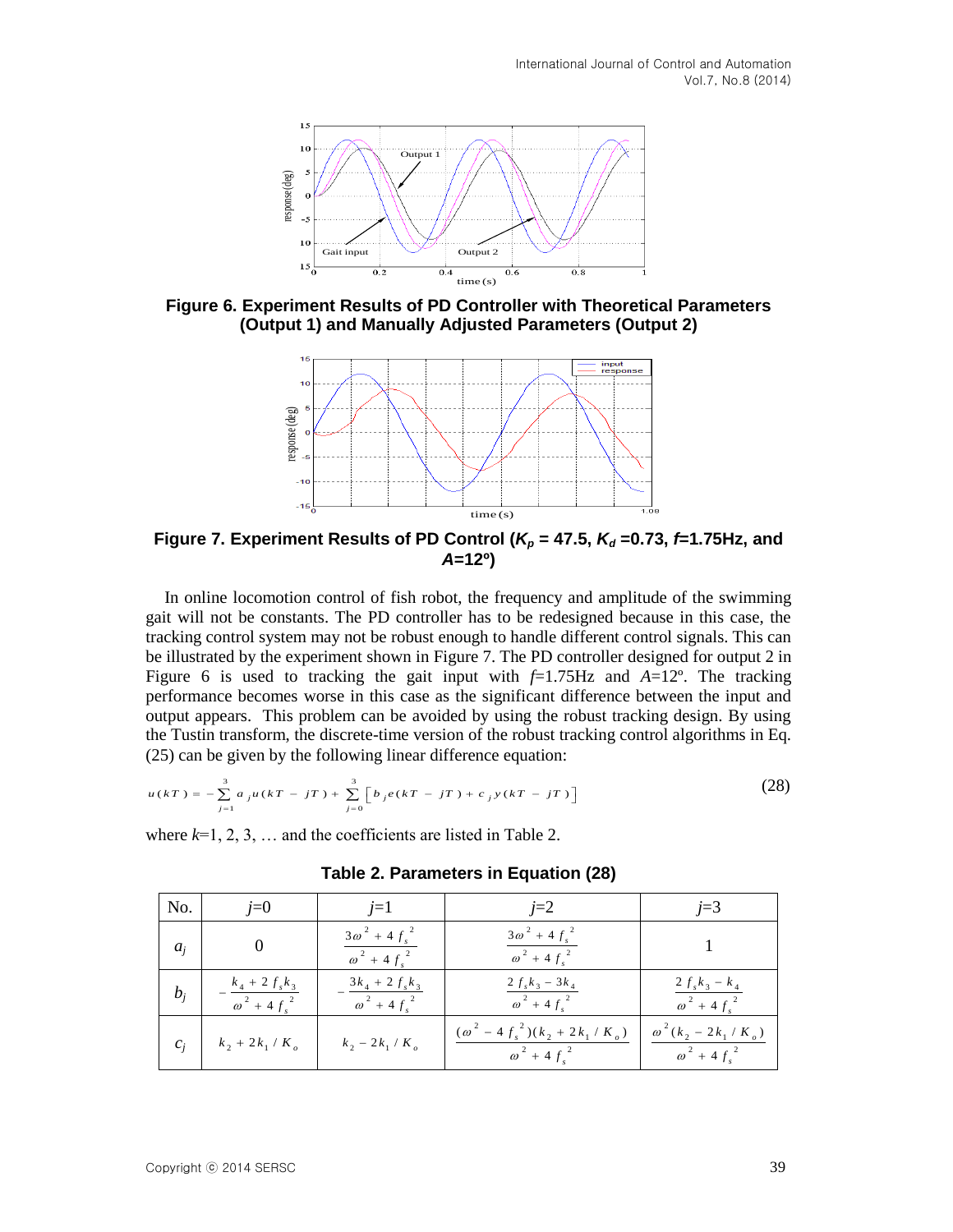Figure 6. Experiment Results of PD Controller with Theoretical Parameters (Output 1) and Manually Adjusted Parameters (Output 2)

Figure 7. Experiment Results of PD Control ($K_p$ = 47.5, $K_d$ =0.73, $f$=1.75Hz, and $A$=12º)

In online locomotion control of fish robot, the frequency and amplitude of the swimming gait will not be constants. The PD controller has to be redesigned because in this case, the tracking control system may not be robust enough to handle different control signals. This can be illustrated by the experiment shown in Figure 7. The PD controller designed for output 2 in Figure 6 is used to tracking the gait input with $f$=1.75Hz and $A$=12º. The tracking performance becomes worse in this case as the significant difference between the input and output appears. This problem can be avoided by using the robust tracking design. By using the Tustin transform, the discrete-time version of the robust tracking control algorithms in Eq. (25) can be given by the following linear difference equation:

$$u(kT) = -\sum_{j=1}^{3} a_j u(kT - jT) + \sum_{j=0}^{3} \left[ b_j e(kT - jT) + c_j y(kT - jT) \right] \tag{28}$$

where $k$=1, 2, 3, … and the coefficients are listed in Table 2.

**Table 2. Parameters in Equation (28)**

| No. | $j$=0 | $j$=1 | $j$=2 | $j$=3 |
|---|---|---|---|---|
| $a_j$ | 0 | $\frac{3\omega^2 + 4f_s^2}{\omega^2 + 4f_s^2}$ | $\frac{3\omega^2 + 4f_s^2}{\omega^2 + 4f_s^2}$ | 1 |
| $b_j$ | $-\frac{k_4 + 2f_s k_3}{\omega^2 + 4f_s^2}$ | $-\frac{3k_4 + 2f_s k_3}{\omega^2 + 4f_s^2}$ | $\frac{2f_s k_3 - 3k_4}{\omega^2 + 4f_s^2}$ | $\frac{2f_s k_3 - k_4}{\omega^2 + 4f_s^2}$ |
| $c_j$ | $k_2 + 2k_1/K_o$ | $k_2 - 2k_1/K_o$ | $\frac{(\omega^2 - 4f_s^2)(k_2 + 2k_1/K_o)}{\omega^2 + 4f_s^2}$ | $\frac{\omega^2(k_2 - 2k_1/K_o)}{\omega^2 + 4f_s^2}$ |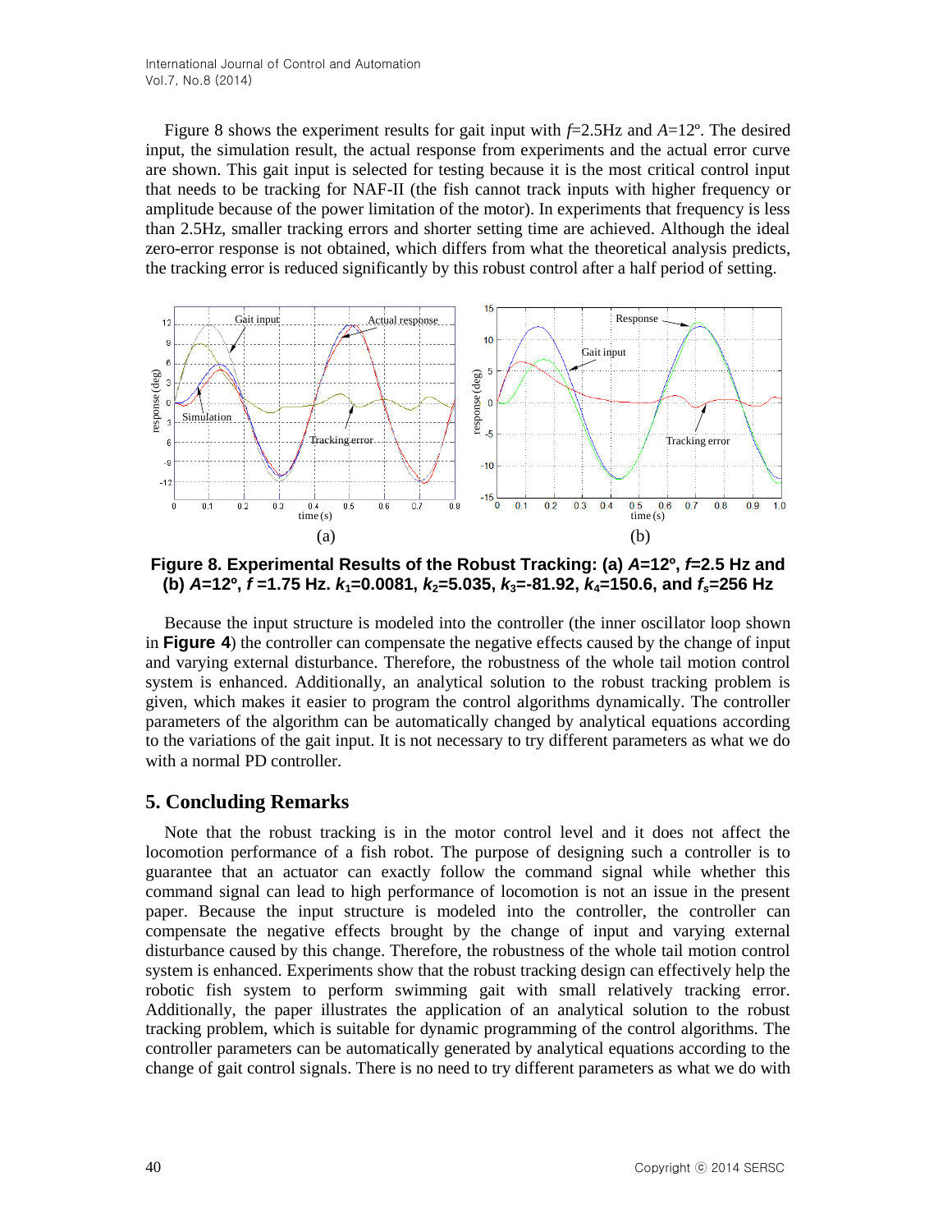Figure 8 shows the experiment results for gait input with $f$=2.5Hz and $A$=12º. The desired input, the simulation result, the actual response from experiments and the actual error curve are shown. This gait input is selected for testing because it is the most critical control input that needs to be tracking for NAF-II (the fish cannot track inputs with higher frequency or amplitude because of the power limitation of the motor). In experiments that frequency is less than 2.5Hz, smaller tracking errors and shorter setting time are achieved. Although the ideal zero-error response is not obtained, which differs from what the theoretical analysis predicts, the tracking error is reduced significantly by this robust control after a half period of setting.

**Figure 8. Experimental Results of the Robust Tracking: (a) *A*=12º, *f*=2.5 Hz and (b) *A*=12º, *f* =1.75 Hz. $k_1$=0.0081, $k_2$=5.035, $k_3$=-81.92, $k_4$=150.6, and $f_s$=256 Hz**

Because the input structure is modeled into the controller (the inner oscillator loop shown in **Figure 4**) the controller can compensate the negative effects caused by the change of input and varying external disturbance. Therefore, the robustness of the whole tail motion control system is enhanced. Additionally, an analytical solution to the robust tracking problem is given, which makes it easier to program the control algorithms dynamically. The controller parameters of the algorithm can be automatically changed by analytical equations according to the variations of the gait input. It is not necessary to try different parameters as what we do with a normal PD controller.

## 5. Concluding Remarks

Note that the robust tracking is in the motor control level and it does not affect the locomotion performance of a fish robot. The purpose of designing such a controller is to guarantee that an actuator can exactly follow the command signal while whether this command signal can lead to high performance of locomotion is not an issue in the present paper. Because the input structure is modeled into the controller, the controller can compensate the negative effects brought by the change of input and varying external disturbance caused by this change. Therefore, the robustness of the whole tail motion control system is enhanced. Experiments show that the robust tracking design can effectively help the robotic fish system to perform swimming gait with small relatively tracking error. Additionally, the paper illustrates the application of an analytical solution to the robust tracking problem, which is suitable for dynamic programming of the control algorithms. The controller parameters can be automatically generated by analytical equations according to the change of gait control signals. There is no need to try different parameters as what we do with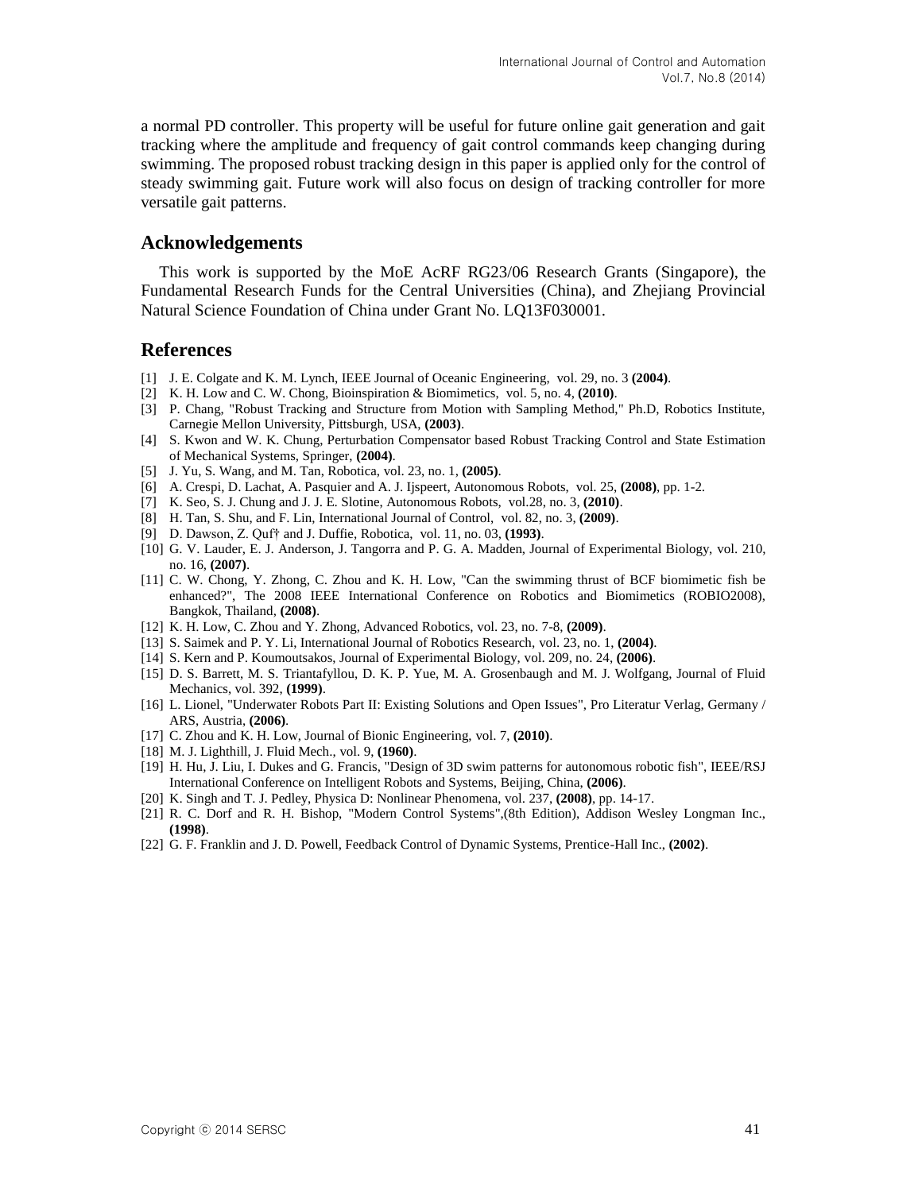a normal PD controller. This property will be useful for future online gait generation and gait tracking where the amplitude and frequency of gait control commands keep changing during swimming. The proposed robust tracking design in this paper is applied only for the control of steady swimming gait. Future work will also focus on design of tracking controller for more versatile gait patterns.

## Acknowledgements

This work is supported by the MoE AcRF RG23/06 Research Grants (Singapore), the Fundamental Research Funds for the Central Universities (China), and Zhejiang Provincial Natural Science Foundation of China under Grant No. LQ13F030001.

## References

[1] J. E. Colgate and K. M. Lynch, IEEE Journal of Oceanic Engineering, vol. 29, no. 3 **(2004)**.

[2] K. H. Low and C. W. Chong, Bioinspiration & Biomimetics, vol. 5, no. 4, **(2010)**.

[3] P. Chang, "Robust Tracking and Structure from Motion with Sampling Method," Ph.D, Robotics Institute, Carnegie Mellon University, Pittsburgh, USA, **(2003)**.

[4] S. Kwon and W. K. Chung, Perturbation Compensator based Robust Tracking Control and State Estimation of Mechanical Systems, Springer, **(2004)**.

[5] J. Yu, S. Wang, and M. Tan, Robotica, vol. 23, no. 1, **(2005)**.

[6] A. Crespi, D. Lachat, A. Pasquier and A. J. Ijspeert, Autonomous Robots, vol. 25, **(2008)**, pp. 1-2.

[7] K. Seo, S. J. Chung and J. J. E. Slotine, Autonomous Robots, vol.28, no. 3, **(2010)**.

[8] H. Tan, S. Shu, and F. Lin, International Journal of Control, vol. 82, no. 3, **(2009)**.

[9] D. Dawson, Z. Quf† and J. Duffie, Robotica, vol. 11, no. 03, **(1993)**.

[10] G. V. Lauder, E. J. Anderson, J. Tangorra and P. G. A. Madden, Journal of Experimental Biology, vol. 210, no. 16, **(2007)**.

[11] C. W. Chong, Y. Zhong, C. Zhou and K. H. Low, "Can the swimming thrust of BCF biomimetic fish be enhanced?", The 2008 IEEE International Conference on Robotics and Biomimetics (ROBIO2008), Bangkok, Thailand, **(2008)**.

[12] K. H. Low, C. Zhou and Y. Zhong, Advanced Robotics, vol. 23, no. 7-8, **(2009)**.

[13] S. Saimek and P. Y. Li, International Journal of Robotics Research, vol. 23, no. 1, **(2004)**.

[14] S. Kern and P. Koumoutsakos, Journal of Experimental Biology, vol. 209, no. 24, **(2006)**.

[15] D. S. Barrett, M. S. Triantafyllou, D. K. P. Yue, M. A. Grosenbaugh and M. J. Wolfgang, Journal of Fluid Mechanics, vol. 392, **(1999)**.

[16] L. Lionel, "Underwater Robots Part II: Existing Solutions and Open Issues", Pro Literatur Verlag, Germany / ARS, Austria, **(2006)**.

[17] C. Zhou and K. H. Low, Journal of Bionic Engineering, vol. 7, **(2010)**.

[18] M. J. Lighthill, J. Fluid Mech., vol. 9, **(1960)**.

[19] H. Hu, J. Liu, I. Dukes and G. Francis, "Design of 3D swim patterns for autonomous robotic fish", IEEE/RSJ International Conference on Intelligent Robots and Systems, Beijing, China, **(2006)**.

[20] K. Singh and T. J. Pedley, Physica D: Nonlinear Phenomena, vol. 237, **(2008)**, pp. 14-17.

[21] R. C. Dorf and R. H. Bishop, "Modern Control Systems",(8th Edition), Addison Wesley Longman Inc., **(1998)**.

[22] G. F. Franklin and J. D. Powell, Feedback Control of Dynamic Systems, Prentice-Hall Inc., **(2002)**.